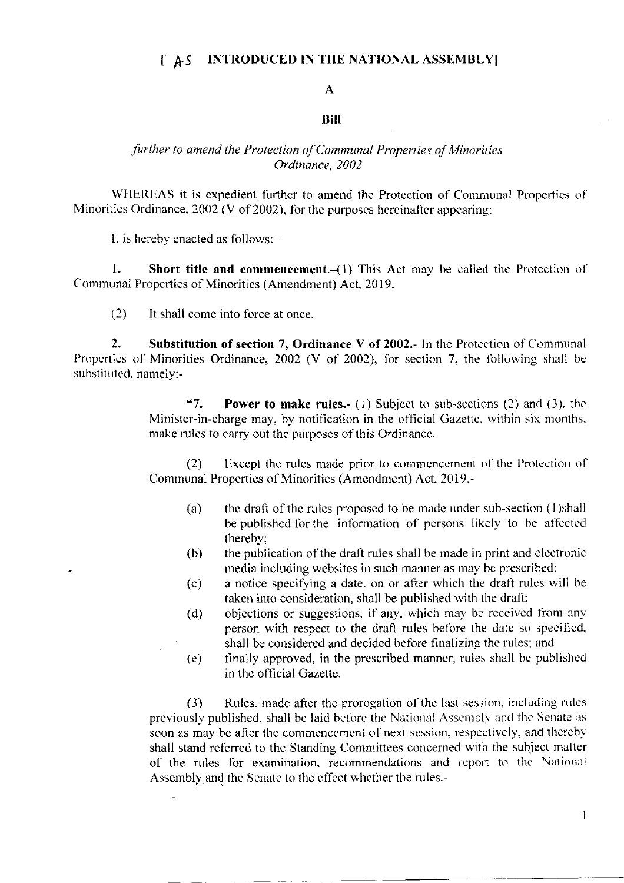**[ AS INTRODUCED IN THE NATIONAL ASSEMBLY]**

**A**

**Bill**

*further to amend the Protection of Communal Properties of Minorities Ordinance, 2002*

WHEREAS it is expedient further to amend the Protection of Communal Properties of Minorities Ordinance, 2002 (V of 2002), for the purposes hereinafter appearing;

It is hereby enacted as follows:-

**1. Short title and commencement.**-(1) This Act may be called the Protection of Communal Properties of Minorities (Amendment) Act, 2019.

(2) It shall come into force at once.

**2. Substitution of section 7, Ordinance V of 2002.**- In the Protection of Communal Properties of Minorities Ordinance, 2002 (V of 2002), for section 7, the following shall be substituted, namely:-

> "**7. Power to make rules.**- (1) Subject to sub-sections (2) and (3), the Minister-in-charge may, by notification in the official Gazette, within six months, make rules to carry out the purposes of this Ordinance.
>
> (2) Except the rules made prior to commencement of the Protection of Communal Properties of Minorities (Amendment) Act, 2019,-
>
> (a) the draft of the rules proposed to be made under sub-section (1)shall be published for the information of persons likely to be affected thereby;
>
> (b) the publication of the draft rules shall be made in print and electronic media including websites in such manner as may be prescribed;
>
> (c) a notice specifying a date, on or after which the draft rules will be taken into consideration, shall be published with the draft;
>
> (d) objections or suggestions, if any, which may be received from any person with respect to the draft rules before the date so specified, shall be considered and decided before finalizing the rules; and
>
> (e) finally approved, in the prescribed manner, rules shall be published in the official Gazette.
>
> (3) Rules, made after the prorogation of the last session, including rules previously published, shall be laid before the National Assembly and the Senate as soon as may be after the commencement of next session, respectively, and thereby shall stand referred to the Standing Committees concerned with the subject matter of the rules for examination, recommendations and report to the National Assembly and the Senate to the effect whether the rules,-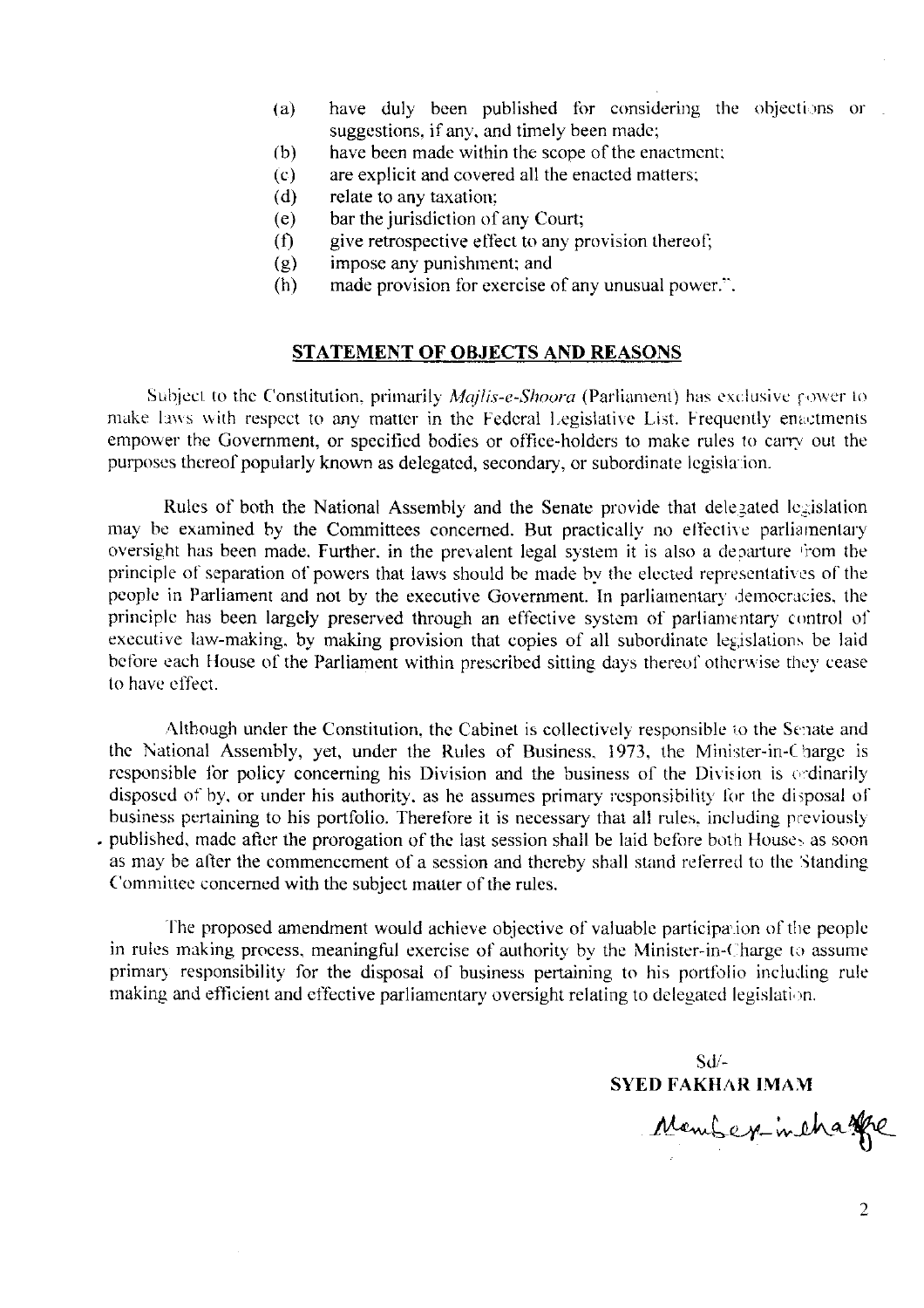(a) have duly been published for considering the objections or suggestions, if any, and timely been made;
(b) have been made within the scope of the enactment;
(c) are explicit and covered all the enacted matters;
(d) relate to any taxation;
(e) bar the jurisdiction of any Court;
(f) give retrospective effect to any provision thereof;
(g) impose any punishment; and
(h) made provision for exercise of any unusual power.".

## STATEMENT OF OBJECTS AND REASONS

Subject to the Constitution, primarily *Majlis-e-Shoora* (Parliament) has exclusive power to make laws with respect to any matter in the Federal Legislative List. Frequently enactments empower the Government, or specified bodies or office-holders to make rules to carry out the purposes thereof popularly known as delegated, secondary, or subordinate legislation.

Rules of both the National Assembly and the Senate provide that delegated legislation may be examined by the Committees concerned. But practically no effective parliamentary oversight has been made. Further, in the prevalent legal system it is also a departure from the principle of separation of powers that laws should be made by the elected representatives of the people in Parliament and not by the executive Government. In parliamentary democracies, the principle has been largely preserved through an effective system of parliamentary control of executive law-making, by making provision that copies of all subordinate legislations be laid before each House of the Parliament within prescribed sitting days thereof otherwise they cease to have effect.

Although under the Constitution, the Cabinet is collectively responsible to the Senate and the National Assembly, yet, under the Rules of Business, 1973, the Minister-in-Charge is responsible for policy concerning his Division and the business of the Division is ordinarily disposed of by, or under his authority, as he assumes primary responsibility for the disposal of business pertaining to his portfolio. Therefore it is necessary that all rules, including previously published, made after the prorogation of the last session shall be laid before both Houses as soon as may be after the commencement of a session and thereby shall stand referred to the Standing Committee concerned with the subject matter of the rules.

The proposed amendment would achieve objective of valuable participation of the people in rules making process, meaningful exercise of authority by the Minister-in-Charge to assume primary responsibility for the disposal of business pertaining to his portfolio including rule making and efficient and effective parliamentary oversight relating to delegated legislation.

Sd/-
**SYED FAKHAR IMAM**
Member-in-charge